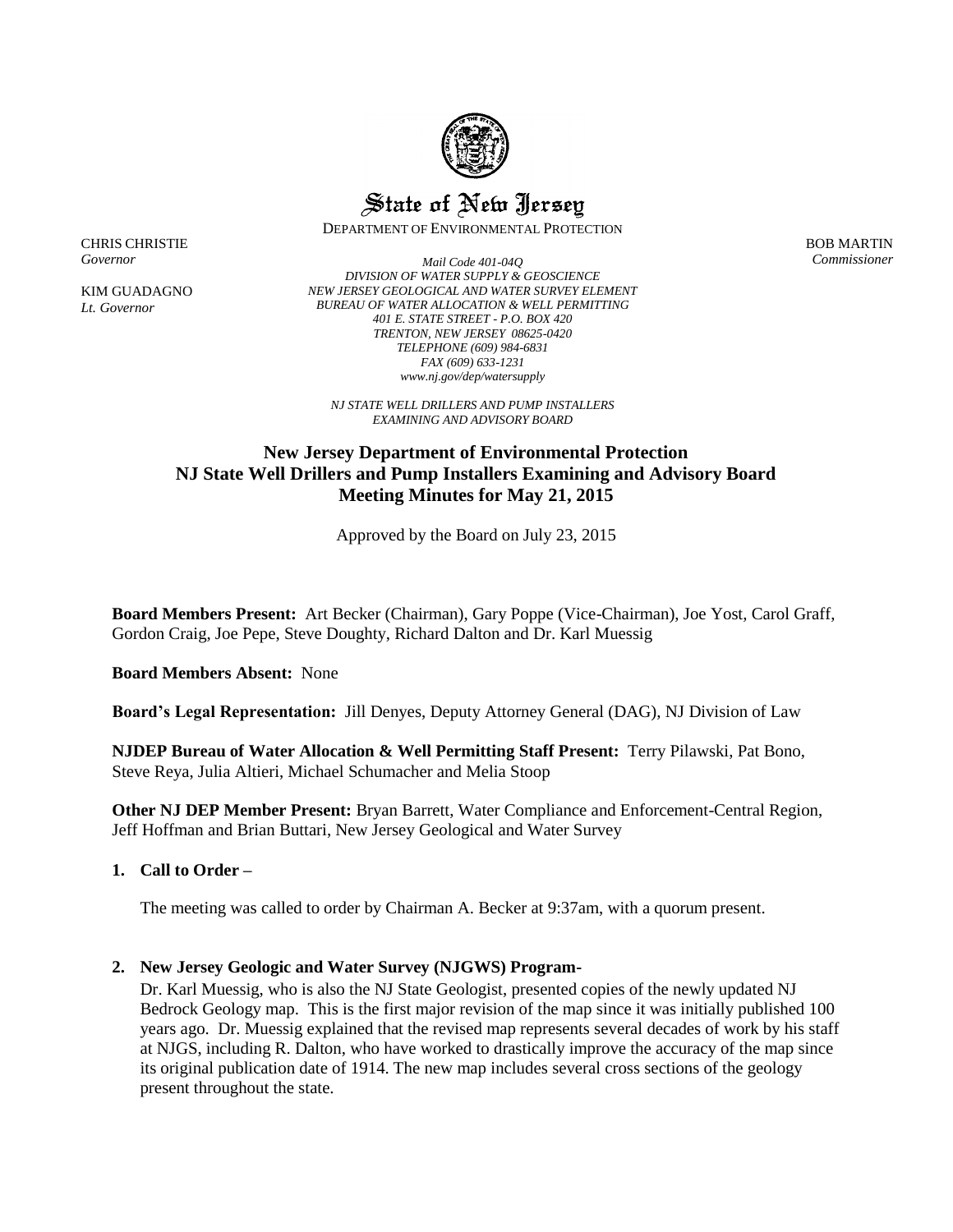# State of New Jersey

DEPARTMENT OF ENVIRONMENTAL PROTECTION

CHRIS CHRISTIE
*Governor*

KIM GUADAGNO
*Lt. Governor*

*Mail Code 401-04Q*
*DIVISION OF WATER SUPPLY & GEOSCIENCE*
*NEW JERSEY GEOLOGICAL AND WATER SURVEY ELEMENT*
*BUREAU OF WATER ALLOCATION & WELL PERMITTING*
*401 E. STATE STREET - P.O. BOX 420*
*TRENTON, NEW JERSEY 08625-0420*
*TELEPHONE (609) 984-6831*
*FAX (609) 633-1231*
*www.nj.gov/dep/watersupply*

*NJ STATE WELL DRILLERS AND PUMP INSTALLERS*
*EXAMINING AND ADVISORY BOARD*

BOB MARTIN
*Commissioner*

## New Jersey Department of Environmental Protection
## NJ State Well Drillers and Pump Installers Examining and Advisory Board
## Meeting Minutes for May 21, 2015

Approved by the Board on July 23, 2015

**Board Members Present:** Art Becker (Chairman), Gary Poppe (Vice-Chairman), Joe Yost, Carol Graff, Gordon Craig, Joe Pepe, Steve Doughty, Richard Dalton and Dr. Karl Muessig

**Board Members Absent:** None

**Board's Legal Representation:** Jill Denyes, Deputy Attorney General (DAG), NJ Division of Law

**NJDEP Bureau of Water Allocation & Well Permitting Staff Present:** Terry Pilawski, Pat Bono, Steve Reya, Julia Altieri, Michael Schumacher and Melia Stoop

**Other NJ DEP Member Present:** Bryan Barrett, Water Compliance and Enforcement-Central Region, Jeff Hoffman and Brian Buttari, New Jersey Geological and Water Survey

**1. Call to Order –**

The meeting was called to order by Chairman A. Becker at 9:37am, with a quorum present.

**2. New Jersey Geologic and Water Survey (NJGWS) Program-**

Dr. Karl Muessig, who is also the NJ State Geologist, presented copies of the newly updated NJ Bedrock Geology map. This is the first major revision of the map since it was initially published 100 years ago. Dr. Muessig explained that the revised map represents several decades of work by his staff at NJGS, including R. Dalton, who have worked to drastically improve the accuracy of the map since its original publication date of 1914. The new map includes several cross sections of the geology present throughout the state.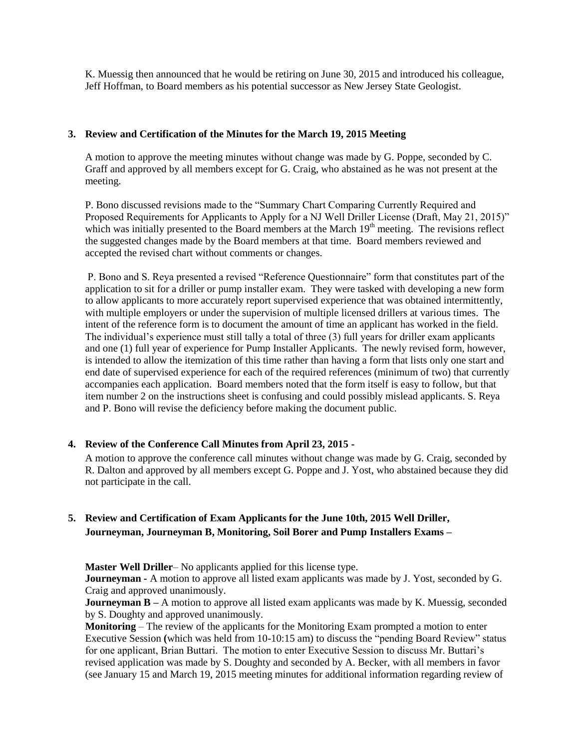K. Muessig then announced that he would be retiring on June 30, 2015 and introduced his colleague, Jeff Hoffman, to Board members as his potential successor as New Jersey State Geologist.

**3. Review and Certification of the Minutes for the March 19, 2015 Meeting**

A motion to approve the meeting minutes without change was made by G. Poppe, seconded by C. Graff and approved by all members except for G. Craig, who abstained as he was not present at the meeting.

P. Bono discussed revisions made to the "Summary Chart Comparing Currently Required and Proposed Requirements for Applicants to Apply for a NJ Well Driller License (Draft, May 21, 2015)" which was initially presented to the Board members at the March 19th meeting. The revisions reflect the suggested changes made by the Board members at that time. Board members reviewed and accepted the revised chart without comments or changes.

P. Bono and S. Reya presented a revised "Reference Questionnaire" form that constitutes part of the application to sit for a driller or pump installer exam. They were tasked with developing a new form to allow applicants to more accurately report supervised experience that was obtained intermittently, with multiple employers or under the supervision of multiple licensed drillers at various times. The intent of the reference form is to document the amount of time an applicant has worked in the field. The individual's experience must still tally a total of three (3) full years for driller exam applicants and one (1) full year of experience for Pump Installer Applicants. The newly revised form, however, is intended to allow the itemization of this time rather than having a form that lists only one start and end date of supervised experience for each of the required references (minimum of two) that currently accompanies each application. Board members noted that the form itself is easy to follow, but that item number 2 on the instructions sheet is confusing and could possibly mislead applicants. S. Reya and P. Bono will revise the deficiency before making the document public.

**4. Review of the Conference Call Minutes from April 23, 2015 -**

A motion to approve the conference call minutes without change was made by G. Craig, seconded by R. Dalton and approved by all members except G. Poppe and J. Yost, who abstained because they did not participate in the call.

**5. Review and Certification of Exam Applicants for the June 10th, 2015 Well Driller, Journeyman, Journeyman B, Monitoring, Soil Borer and Pump Installers Exams –**

**Master Well Driller**– No applicants applied for this license type.
**Journeyman -** A motion to approve all listed exam applicants was made by J. Yost, seconded by G. Craig and approved unanimously.
**Journeyman B –** A motion to approve all listed exam applicants was made by K. Muessig, seconded by S. Doughty and approved unanimously.
**Monitoring** – The review of the applicants for the Monitoring Exam prompted a motion to enter Executive Session **(**which was held from 10-10:15 am) to discuss the "pending Board Review" status for one applicant, Brian Buttari. The motion to enter Executive Session to discuss Mr. Buttari's revised application was made by S. Doughty and seconded by A. Becker, with all members in favor (see January 15 and March 19, 2015 meeting minutes for additional information regarding review of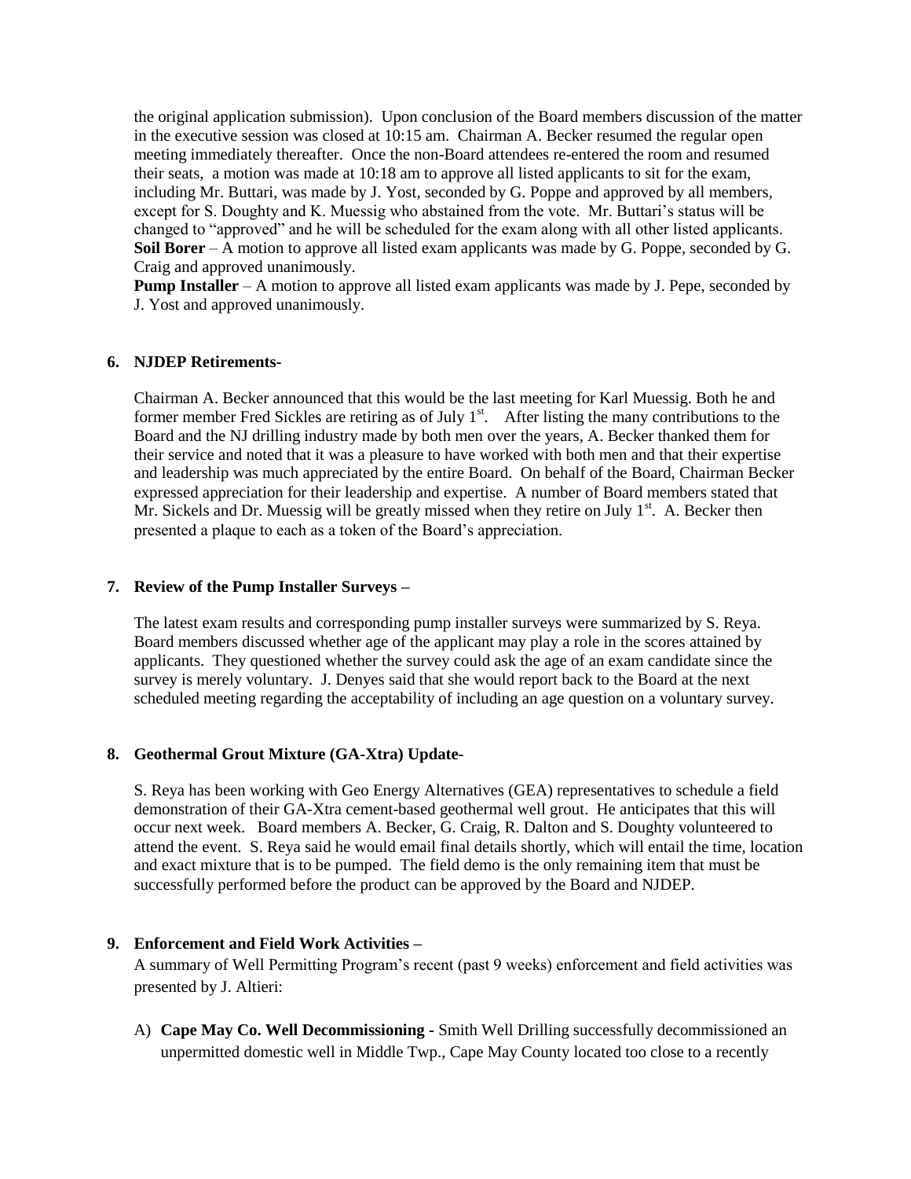the original application submission). Upon conclusion of the Board members discussion of the matter in the executive session was closed at 10:15 am. Chairman A. Becker resumed the regular open meeting immediately thereafter. Once the non-Board attendees re-entered the room and resumed their seats, a motion was made at 10:18 am to approve all listed applicants to sit for the exam, including Mr. Buttari, was made by J. Yost, seconded by G. Poppe and approved by all members, except for S. Doughty and K. Muessig who abstained from the vote. Mr. Buttari's status will be changed to "approved" and he will be scheduled for the exam along with all other listed applicants.
**Soil Borer** – A motion to approve all listed exam applicants was made by G. Poppe, seconded by G. Craig and approved unanimously.
**Pump Installer** – A motion to approve all listed exam applicants was made by J. Pepe, seconded by J. Yost and approved unanimously.

### 6. NJDEP Retirements-

Chairman A. Becker announced that this would be the last meeting for Karl Muessig. Both he and former member Fred Sickles are retiring as of July 1st. After listing the many contributions to the Board and the NJ drilling industry made by both men over the years, A. Becker thanked them for their service and noted that it was a pleasure to have worked with both men and that their expertise and leadership was much appreciated by the entire Board. On behalf of the Board, Chairman Becker expressed appreciation for their leadership and expertise. A number of Board members stated that Mr. Sickels and Dr. Muessig will be greatly missed when they retire on July 1st. A. Becker then presented a plaque to each as a token of the Board's appreciation.

### 7. Review of the Pump Installer Surveys –

The latest exam results and corresponding pump installer surveys were summarized by S. Reya. Board members discussed whether age of the applicant may play a role in the scores attained by applicants. They questioned whether the survey could ask the age of an exam candidate since the survey is merely voluntary. J. Denyes said that she would report back to the Board at the next scheduled meeting regarding the acceptability of including an age question on a voluntary survey.

### 8. Geothermal Grout Mixture (GA-Xtra) Update-

S. Reya has been working with Geo Energy Alternatives (GEA) representatives to schedule a field demonstration of their GA-Xtra cement-based geothermal well grout. He anticipates that this will occur next week. Board members A. Becker, G. Craig, R. Dalton and S. Doughty volunteered to attend the event. S. Reya said he would email final details shortly, which will entail the time, location and exact mixture that is to be pumped. The field demo is the only remaining item that must be successfully performed before the product can be approved by the Board and NJDEP.

### 9. Enforcement and Field Work Activities –

A summary of Well Permitting Program's recent (past 9 weeks) enforcement and field activities was presented by J. Altieri:

A) **Cape May Co. Well Decommissioning** - Smith Well Drilling successfully decommissioned an unpermitted domestic well in Middle Twp., Cape May County located too close to a recently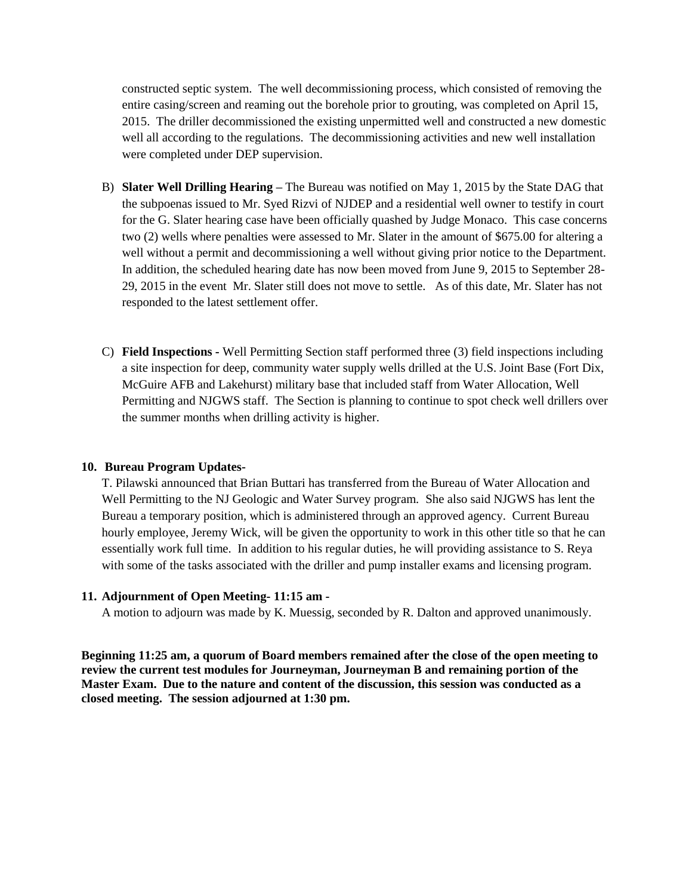constructed septic system. The well decommissioning process, which consisted of removing the entire casing/screen and reaming out the borehole prior to grouting, was completed on April 15, 2015. The driller decommissioned the existing unpermitted well and constructed a new domestic well all according to the regulations. The decommissioning activities and new well installation were completed under DEP supervision.

B) **Slater Well Drilling Hearing –** The Bureau was notified on May 1, 2015 by the State DAG that the subpoenas issued to Mr. Syed Rizvi of NJDEP and a residential well owner to testify in court for the G. Slater hearing case have been officially quashed by Judge Monaco. This case concerns two (2) wells where penalties were assessed to Mr. Slater in the amount of $675.00 for altering a well without a permit and decommissioning a well without giving prior notice to the Department. In addition, the scheduled hearing date has now been moved from June 9, 2015 to September 28-29, 2015 in the event Mr. Slater still does not move to settle. As of this date, Mr. Slater has not responded to the latest settlement offer.

C) **Field Inspections -** Well Permitting Section staff performed three (3) field inspections including a site inspection for deep, community water supply wells drilled at the U.S. Joint Base (Fort Dix, McGuire AFB and Lakehurst) military base that included staff from Water Allocation, Well Permitting and NJGWS staff. The Section is planning to continue to spot check well drillers over the summer months when drilling activity is higher.

**10. Bureau Program Updates-**

T. Pilawski announced that Brian Buttari has transferred from the Bureau of Water Allocation and Well Permitting to the NJ Geologic and Water Survey program. She also said NJGWS has lent the Bureau a temporary position, which is administered through an approved agency. Current Bureau hourly employee, Jeremy Wick, will be given the opportunity to work in this other title so that he can essentially work full time. In addition to his regular duties, he will providing assistance to S. Reya with some of the tasks associated with the driller and pump installer exams and licensing program.

**11. Adjournment of Open Meeting- 11:15 am -**

A motion to adjourn was made by K. Muessig, seconded by R. Dalton and approved unanimously.

**Beginning 11:25 am, a quorum of Board members remained after the close of the open meeting to review the current test modules for Journeyman, Journeyman B and remaining portion of the Master Exam. Due to the nature and content of the discussion, this session was conducted as a closed meeting. The session adjourned at 1:30 pm.**